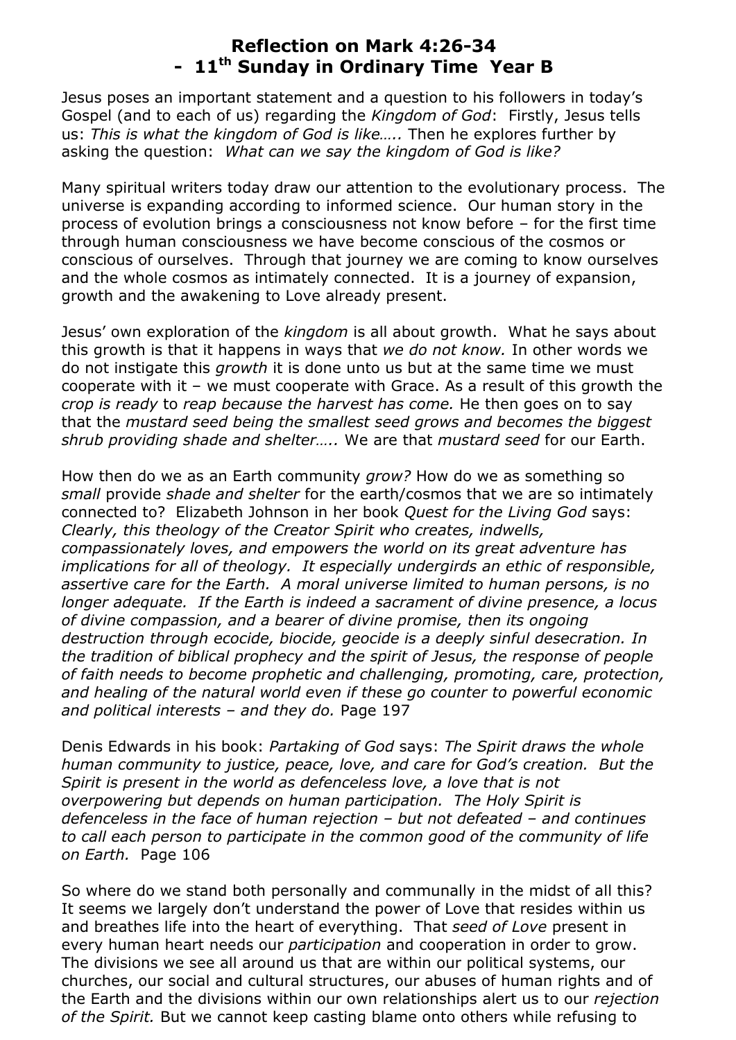# Reflection on Mark 4:26-34
# - 11th Sunday in Ordinary Time Year B

Jesus poses an important statement and a question to his followers in today's Gospel (and to each of us) regarding the *Kingdom of God*: Firstly, Jesus tells us: *This is what the kingdom of God is like…..* Then he explores further by asking the question: *What can we say the kingdom of God is like?*

Many spiritual writers today draw our attention to the evolutionary process. The universe is expanding according to informed science. Our human story in the process of evolution brings a consciousness not know before – for the first time through human consciousness we have become conscious of the cosmos or conscious of ourselves. Through that journey we are coming to know ourselves and the whole cosmos as intimately connected. It is a journey of expansion, growth and the awakening to Love already present.

Jesus' own exploration of the *kingdom* is all about growth. What he says about this growth is that it happens in ways that *we do not know.* In other words we do not instigate this *growth* it is done unto us but at the same time we must cooperate with it – we must cooperate with Grace. As a result of this growth the *crop is ready* to *reap because the harvest has come.* He then goes on to say that the *mustard seed being the smallest seed grows and becomes the biggest shrub providing shade and shelter…..* We are that *mustard seed* for our Earth.

How then do we as an Earth community *grow?* How do we as something so *small* provide *shade and shelter* for the earth/cosmos that we are so intimately connected to? Elizabeth Johnson in her book *Quest for the Living God* says: *Clearly, this theology of the Creator Spirit who creates, indwells, compassionately loves, and empowers the world on its great adventure has implications for all of theology. It especially undergirds an ethic of responsible, assertive care for the Earth. A moral universe limited to human persons, is no longer adequate. If the Earth is indeed a sacrament of divine presence, a locus of divine compassion, and a bearer of divine promise, then its ongoing destruction through ecocide, biocide, geocide is a deeply sinful desecration. In the tradition of biblical prophecy and the spirit of Jesus, the response of people of faith needs to become prophetic and challenging, promoting, care, protection, and healing of the natural world even if these go counter to powerful economic and political interests – and they do.* Page 197

Denis Edwards in his book: *Partaking of God* says: *The Spirit draws the whole human community to justice, peace, love, and care for God's creation. But the Spirit is present in the world as defenceless love, a love that is not overpowering but depends on human participation. The Holy Spirit is defenceless in the face of human rejection – but not defeated – and continues to call each person to participate in the common good of the community of life on Earth.* Page 106

So where do we stand both personally and communally in the midst of all this? It seems we largely don't understand the power of Love that resides within us and breathes life into the heart of everything. That *seed of Love* present in every human heart needs our *participation* and cooperation in order to grow. The divisions we see all around us that are within our political systems, our churches, our social and cultural structures, our abuses of human rights and of the Earth and the divisions within our own relationships alert us to our *rejection of the Spirit.* But we cannot keep casting blame onto others while refusing to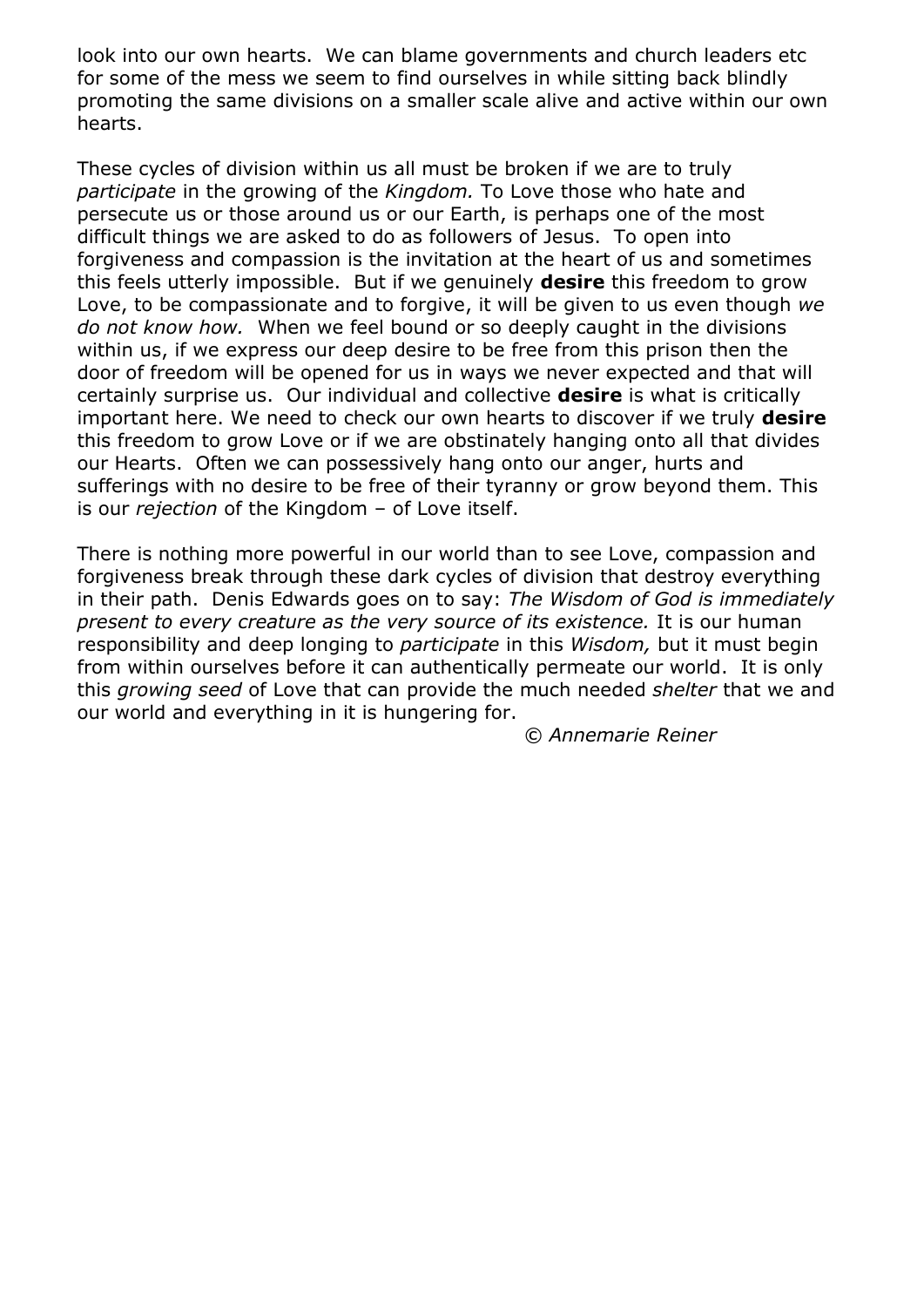look into our own hearts. We can blame governments and church leaders etc for some of the mess we seem to find ourselves in while sitting back blindly promoting the same divisions on a smaller scale alive and active within our own hearts.

These cycles of division within us all must be broken if we are to truly *participate* in the growing of the *Kingdom.* To Love those who hate and persecute us or those around us or our Earth, is perhaps one of the most difficult things we are asked to do as followers of Jesus. To open into forgiveness and compassion is the invitation at the heart of us and sometimes this feels utterly impossible. But if we genuinely **desire** this freedom to grow Love, to be compassionate and to forgive, it will be given to us even though *we do not know how.* When we feel bound or so deeply caught in the divisions within us, if we express our deep desire to be free from this prison then the door of freedom will be opened for us in ways we never expected and that will certainly surprise us. Our individual and collective **desire** is what is critically important here. We need to check our own hearts to discover if we truly **desire** this freedom to grow Love or if we are obstinately hanging onto all that divides our Hearts. Often we can possessively hang onto our anger, hurts and sufferings with no desire to be free of their tyranny or grow beyond them. This is our *rejection* of the Kingdom – of Love itself.

There is nothing more powerful in our world than to see Love, compassion and forgiveness break through these dark cycles of division that destroy everything in their path. Denis Edwards goes on to say: *The Wisdom of God is immediately present to every creature as the very source of its existence.* It is our human responsibility and deep longing to *participate* in this *Wisdom,* but it must begin from within ourselves before it can authentically permeate our world. It is only this *growing seed* of Love that can provide the much needed *shelter* that we and our world and everything in it is hungering for.

*© Annemarie Reiner*